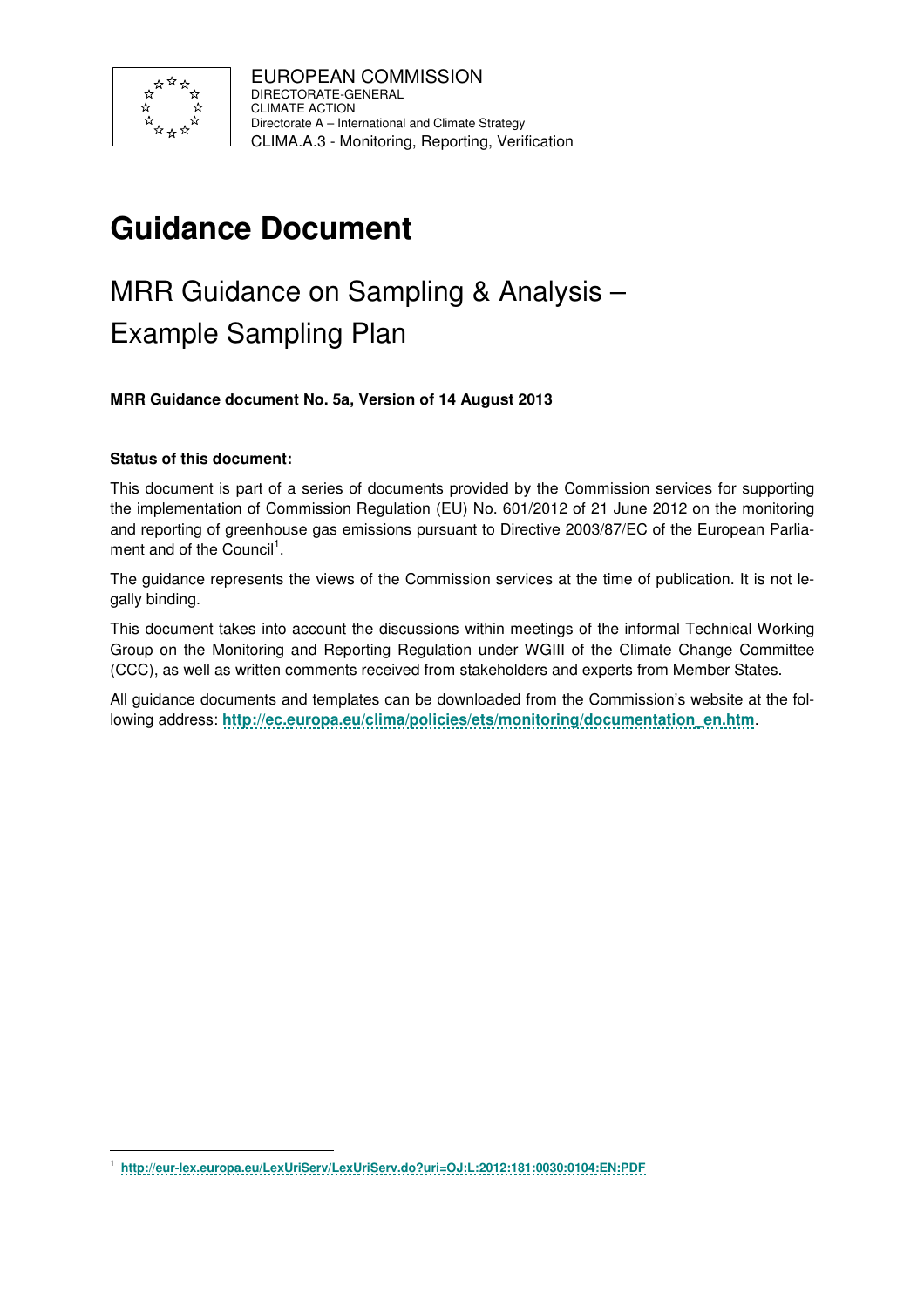EUROPEAN COMMISSION
DIRECTORATE-GENERAL
CLIMATE ACTION
Directorate A – International and Climate Strategy
CLIMA.A.3 - Monitoring, Reporting, Verification

# Guidance Document

## MRR Guidance on Sampling & Analysis – Example Sampling Plan

**MRR Guidance document No. 5a, Version of 14 August 2013**

**Status of this document:**

This document is part of a series of documents provided by the Commission services for supporting the implementation of Commission Regulation (EU) No. 601/2012 of 21 June 2012 on the monitoring and reporting of greenhouse gas emissions pursuant to Directive 2003/87/EC of the European Parliament and of the Council[1].

The guidance represents the views of the Commission services at the time of publication. It is not legally binding.

This document takes into account the discussions within meetings of the informal Technical Working Group on the Monitoring and Reporting Regulation under WGIII of the Climate Change Committee (CCC), as well as written comments received from stakeholders and experts from Member States.

All guidance documents and templates can be downloaded from the Commission's website at the following address: **http://ec.europa.eu/clima/policies/ets/monitoring/documentation_en.htm**.

[1] **http://eur-lex.europa.eu/LexUriServ/LexUriServ.do?uri=OJ:L:2012:181:0030:0104:EN:PDF**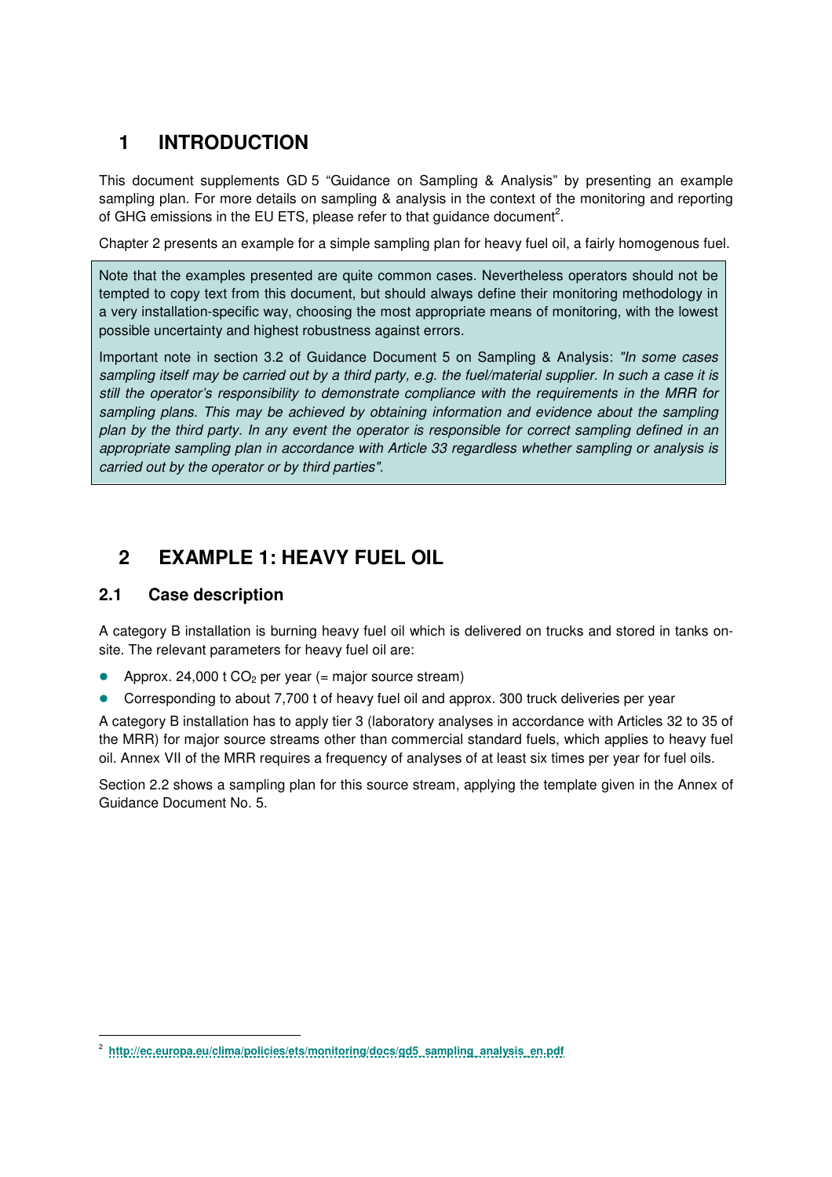# 1 INTRODUCTION

This document supplements GD 5 "Guidance on Sampling & Analysis" by presenting an example sampling plan. For more details on sampling & analysis in the context of the monitoring and reporting of GHG emissions in the EU ETS, please refer to that guidance document[2].

Chapter 2 presents an example for a simple sampling plan for heavy fuel oil, a fairly homogenous fuel.

> Note that the examples presented are quite common cases. Nevertheless operators should not be tempted to copy text from this document, but should always define their monitoring methodology in a very installation-specific way, choosing the most appropriate means of monitoring, with the lowest possible uncertainty and highest robustness against errors.
>
> Important note in section 3.2 of Guidance Document 5 on Sampling & Analysis: *"In some cases sampling itself may be carried out by a third party, e.g. the fuel/material supplier. In such a case it is still the operator's responsibility to demonstrate compliance with the requirements in the MRR for sampling plans. This may be achieved by obtaining information and evidence about the sampling plan by the third party. In any event the operator is responsible for correct sampling defined in an appropriate sampling plan in accordance with Article 33 regardless whether sampling or analysis is carried out by the operator or by third parties".*

# 2 EXAMPLE 1: HEAVY FUEL OIL

## 2.1 Case description

A category B installation is burning heavy fuel oil which is delivered on trucks and stored in tanks on-site. The relevant parameters for heavy fuel oil are:

- Approx. 24,000 t $CO_2$ per year (= major source stream)
- Corresponding to about 7,700 t of heavy fuel oil and approx. 300 truck deliveries per year

A category B installation has to apply tier 3 (laboratory analyses in accordance with Articles 32 to 35 of the MRR) for major source streams other than commercial standard fuels, which applies to heavy fuel oil. Annex VII of the MRR requires a frequency of analyses of at least six times per year for fuel oils.

Section 2.2 shows a sampling plan for this source stream, applying the template given in the Annex of Guidance Document No. 5.

---

[2] http://ec.europa.eu/clima/policies/ets/monitoring/docs/gd5_sampling_analysis_en.pdf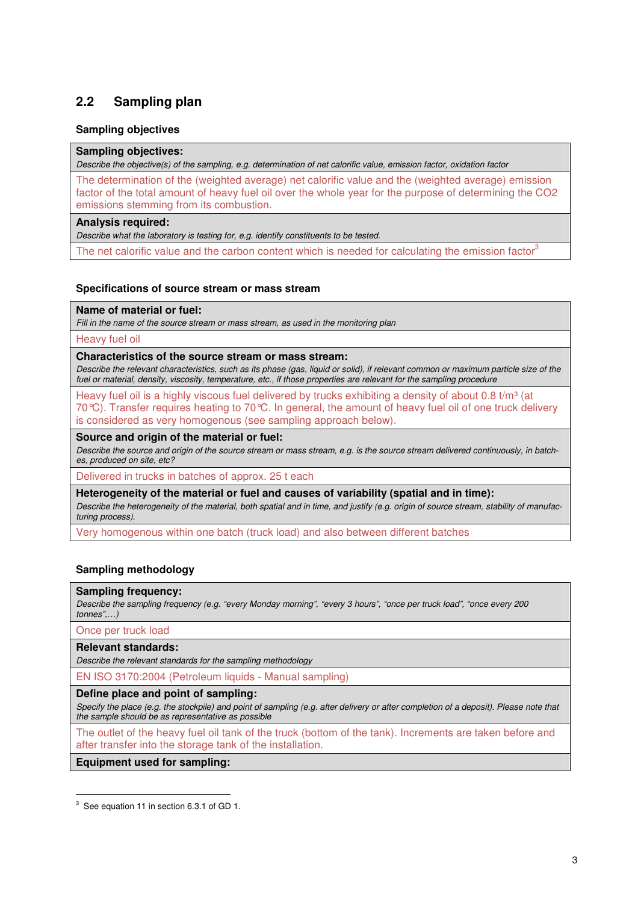## 2.2 Sampling plan

### Sampling objectives

| **Sampling objectives:**<br>*Describe the objective(s) of the sampling, e.g. determination of net calorific value, emission factor, oxidation factor* |
|---|
| The determination of the (weighted average) net calorific value and the (weighted average) emission factor of the total amount of heavy fuel oil over the whole year for the purpose of determining the $CO_2$ emissions stemming from its combustion. |
| **Analysis required:**<br>*Describe what the laboratory is testing for, e.g. identify constituents to be tested.* |
| The net calorific value and the carbon content which is needed for calculating the emission factor[3] |

### Specifications of source stream or mass stream

| **Name of material or fuel:**<br>*Fill in the name of the source stream or mass stream, as used in the monitoring plan* |
|---|
| Heavy fuel oil |
| **Characteristics of the source stream or mass stream:**<br>*Describe the relevant characteristics, such as its phase (gas, liquid or solid), if relevant common or maximum particle size of the fuel or material, density, viscosity, temperature, etc., if those properties are relevant for the sampling procedure* |
| Heavy fuel oil is a highly viscous fuel delivered by trucks exhibiting a density of about 0.8 t/m³ (at 70 °C). Transfer requires heating to 70 °C. In general, the amount of heavy fuel oil of one truck delivery is considered as very homogenous (see sampling approach below). |
| **Source and origin of the material or fuel:**<br>*Describe the source and origin of the source stream or mass stream, e.g. is the source stream delivered continuously, in batches, produced on site, etc?* |
| Delivered in trucks in batches of approx. 25 t each |
| **Heterogeneity of the material or fuel and causes of variability (spatial and in time):**<br>*Describe the heterogeneity of the material, both spatial and in time, and justify (e.g. origin of source stream, stability of manufacturing process).* |
| Very homogenous within one batch (truck load) and also between different batches |

### Sampling methodology

| **Sampling frequency:**<br>*Describe the sampling frequency (e.g. "every Monday morning", "every 3 hours", "once per truck load", "once every 200 tonnes",…)* |
|---|
| Once per truck load |
| **Relevant standards:**<br>*Describe the relevant standards for the sampling methodology* |
| EN ISO 3170:2004 (Petroleum liquids - Manual sampling) |
| **Define place and point of sampling:**<br>*Specify the place (e.g. the stockpile) and point of sampling (e.g. after delivery or after completion of a deposit). Please note that the sample should be as representative as possible* |
| The outlet of the heavy fuel oil tank of the truck (bottom of the tank). Increments are taken before and after transfer into the storage tank of the installation. |
| **Equipment used for sampling:** |

[3] See equation 11 in section 6.3.1 of GD 1.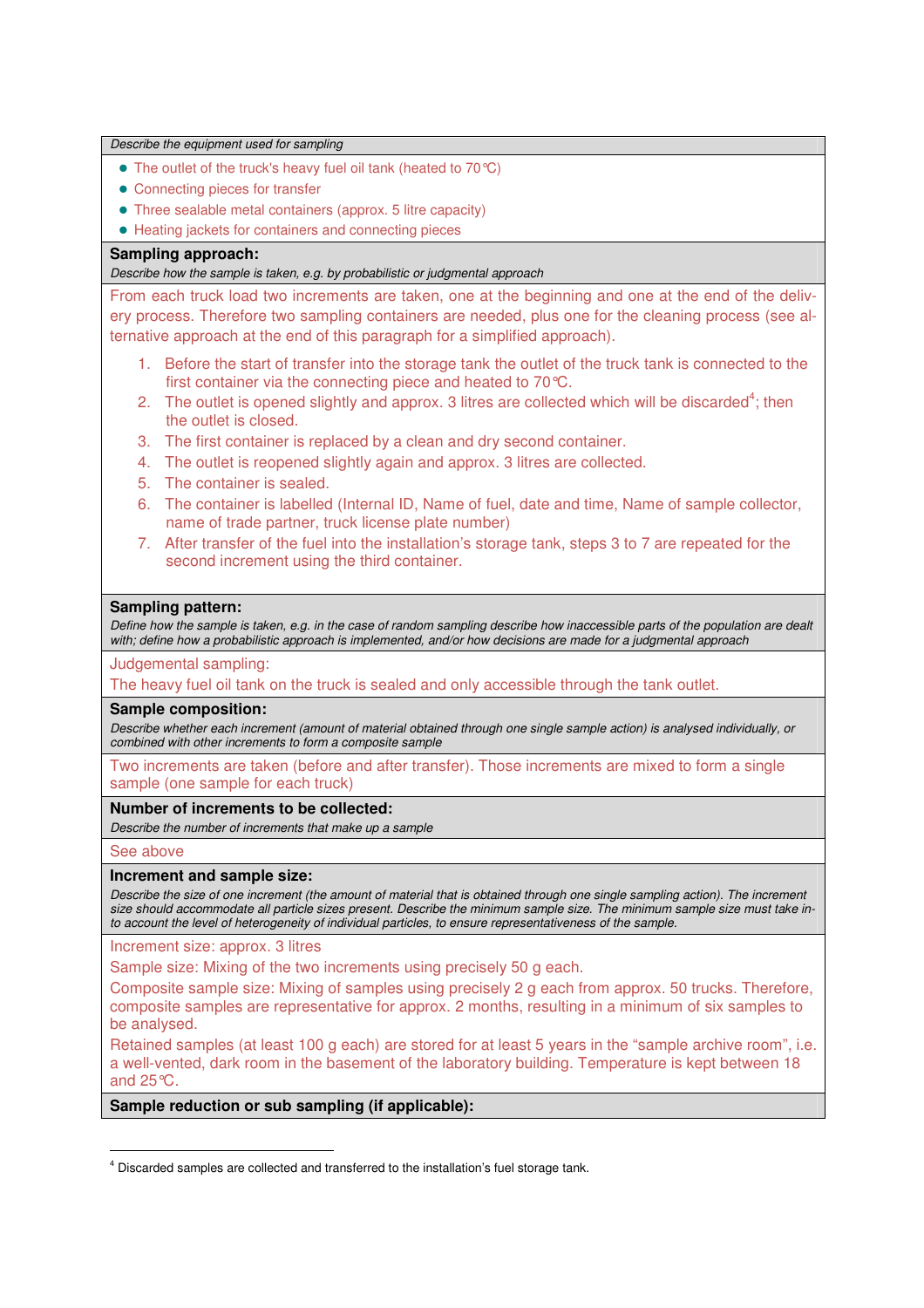*Describe the equipment used for sampling*

- The outlet of the truck's heavy fuel oil tank (heated to 70°C)
- Connecting pieces for transfer
- Three sealable metal containers (approx. 5 litre capacity)
- Heating jackets for containers and connecting pieces

**Sampling approach:**

*Describe how the sample is taken, e.g. by probabilistic or judgmental approach*

From each truck load two increments are taken, one at the beginning and one at the end of the delivery process. Therefore two sampling containers are needed, plus one for the cleaning process (see alternative approach at the end of this paragraph for a simplified approach).

1. Before the start of transfer into the storage tank the outlet of the truck tank is connected to the first container via the connecting piece and heated to 70°C.
2. The outlet is opened slightly and approx. 3 litres are collected which will be discarded[4]; then the outlet is closed.
3. The first container is replaced by a clean and dry second container.
4. The outlet is reopened slightly again and approx. 3 litres are collected.
5. The container is sealed.
6. The container is labelled (Internal ID, Name of fuel, date and time, Name of sample collector, name of trade partner, truck license plate number)
7. After transfer of the fuel into the installation's storage tank, steps 3 to 7 are repeated for the second increment using the third container.

**Sampling pattern:**

*Define how the sample is taken, e.g. in the case of random sampling describe how inaccessible parts of the population are dealt with; define how a probabilistic approach is implemented, and/or how decisions are made for a judgmental approach*

Judgemental sampling:

The heavy fuel oil tank on the truck is sealed and only accessible through the tank outlet.

**Sample composition:**

*Describe whether each increment (amount of material obtained through one single sample action) is analysed individually, or combined with other increments to form a composite sample*

Two increments are taken (before and after transfer). Those increments are mixed to form a single sample (one sample for each truck)

**Number of increments to be collected:**

*Describe the number of increments that make up a sample*

See above

**Increment and sample size:**

*Describe the size of one increment (the amount of material that is obtained through one single sampling action). The increment size should accommodate all particle sizes present. Describe the minimum sample size. The minimum sample size must take into account the level of heterogeneity of individual particles, to ensure representativeness of the sample.*

Increment size: approx. 3 litres

Sample size: Mixing of the two increments using precisely 50 g each.

Composite sample size: Mixing of samples using precisely 2 g each from approx. 50 trucks. Therefore, composite samples are representative for approx. 2 months, resulting in a minimum of six samples to be analysed.

Retained samples (at least 100 g each) are stored for at least 5 years in the "sample archive room", i.e. a well-vented, dark room in the basement of the laboratory building. Temperature is kept between 18 and 25°C.

**Sample reduction or sub sampling (if applicable):**

[4] Discarded samples are collected and transferred to the installation's fuel storage tank.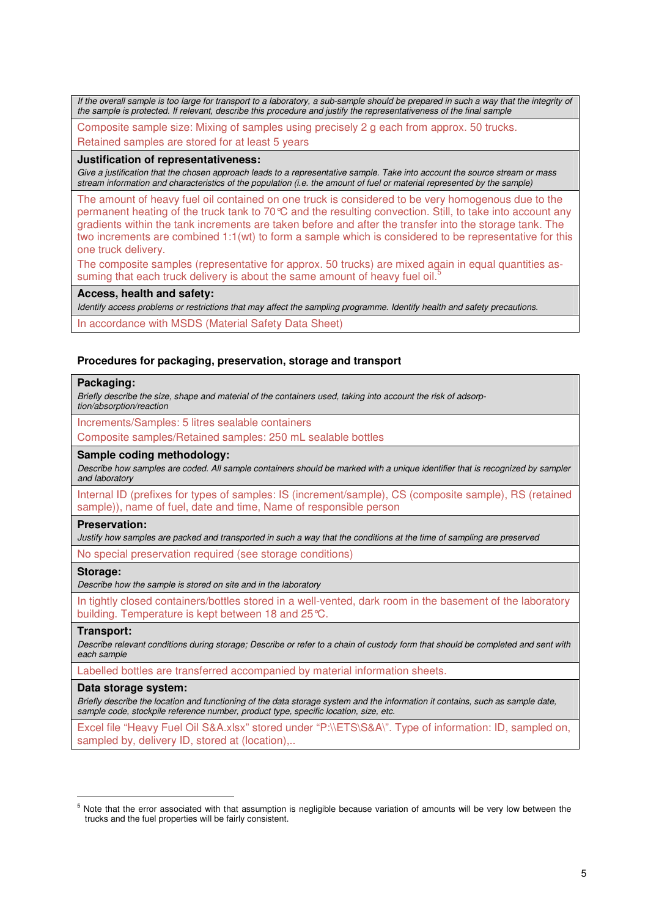*If the overall sample is too large for transport to a laboratory, a sub-sample should be prepared in such a way that the integrity of the sample is protected. If relevant, describe this procedure and justify the representativeness of the final sample*

Composite sample size: Mixing of samples using precisely 2 g each from approx. 50 trucks.

Retained samples are stored for at least 5 years

**Justification of representativeness:**

*Give a justification that the chosen approach leads to a representative sample. Take into account the source stream or mass stream information and characteristics of the population (i.e. the amount of fuel or material represented by the sample)*

The amount of heavy fuel oil contained on one truck is considered to be very homogenous due to the permanent heating of the truck tank to 70℃ and the resulting convection. Still, to take into account any gradients within the tank increments are taken before and after the transfer into the storage tank. The two increments are combined 1:1(wt) to form a sample which is considered to be representative for this one truck delivery.

The composite samples (representative for approx. 50 trucks) are mixed again in equal quantities assuming that each truck delivery is about the same amount of heavy fuel oil.[5]

**Access, health and safety:**

*Identify access problems or restrictions that may affect the sampling programme. Identify health and safety precautions.*

In accordance with MSDS (Material Safety Data Sheet)

### Procedures for packaging, preservation, storage and transport

**Packaging:**

*Briefly describe the size, shape and material of the containers used, taking into account the risk of adsorption/absorption/reaction*

Increments/Samples: 5 litres sealable containers

Composite samples/Retained samples: 250 mL sealable bottles

**Sample coding methodology:**

*Describe how samples are coded. All sample containers should be marked with a unique identifier that is recognized by sampler and laboratory*

Internal ID (prefixes for types of samples: IS (increment/sample), CS (composite sample), RS (retained sample)), name of fuel, date and time, Name of responsible person

**Preservation:**

*Justify how samples are packed and transported in such a way that the conditions at the time of sampling are preserved*

No special preservation required (see storage conditions)

**Storage:**

*Describe how the sample is stored on site and in the laboratory*

In tightly closed containers/bottles stored in a well-vented, dark room in the basement of the laboratory building. Temperature is kept between 18 and 25℃.

**Transport:**

*Describe relevant conditions during storage; Describe or refer to a chain of custody form that should be completed and sent with each sample*

Labelled bottles are transferred accompanied by material information sheets.

**Data storage system:**

*Briefly describe the location and functioning of the data storage system and the information it contains, such as sample date, sample code, stockpile reference number, product type, specific location, size, etc.*

Excel file "Heavy Fuel Oil S&A.xlsx" stored under "P:\\ETS\S&A\". Type of information: ID, sampled on, sampled by, delivery ID, stored at (location),..

---

[5] Note that the error associated with that assumption is negligible because variation of amounts will be very low between the trucks and the fuel properties will be fairly consistent.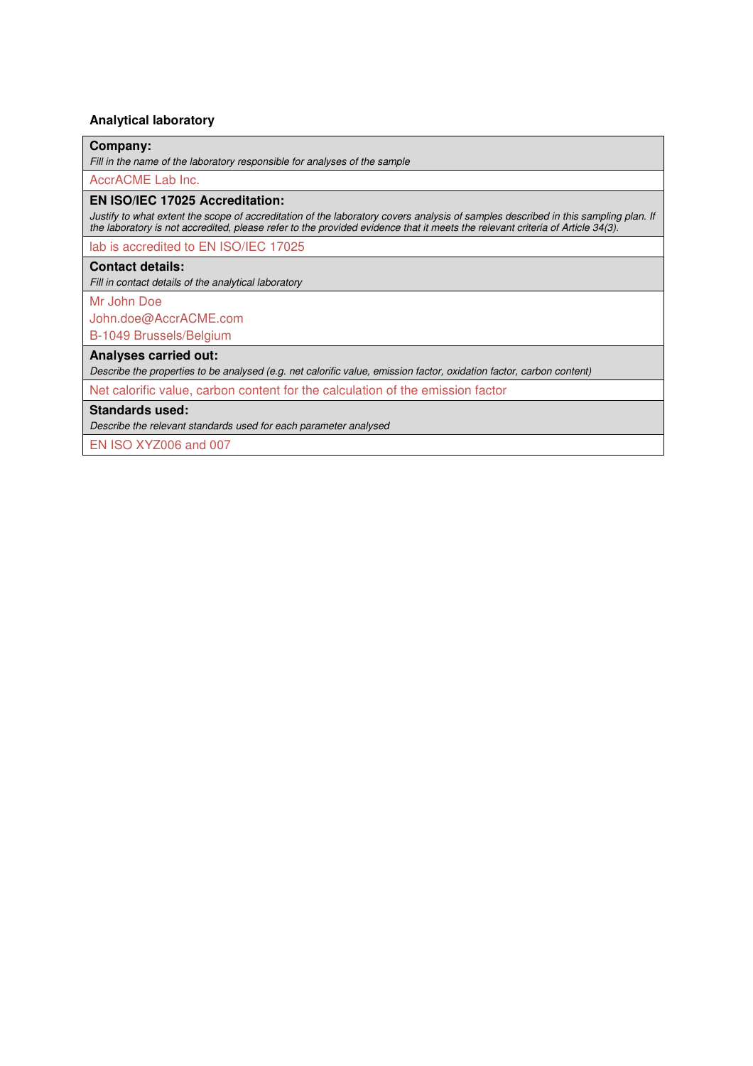**Analytical laboratory**

| |
|---|
| **Company:** *Fill in the name of the laboratory responsible for analyses of the sample* |
| AccrACME Lab Inc. |
| **EN ISO/IEC 17025 Accreditation:** *Justify to what extent the scope of accreditation of the laboratory covers analysis of samples described in this sampling plan. If the laboratory is not accredited, please refer to the provided evidence that it meets the relevant criteria of Article 34(3).* |
| lab is accredited to EN ISO/IEC 17025 |
| **Contact details:** *Fill in contact details of the analytical laboratory* |
| Mr John Doe<br>John.doe@AccrACME.com<br>B-1049 Brussels/Belgium |
| **Analyses carried out:** *Describe the properties to be analysed (e.g. net calorific value, emission factor, oxidation factor, carbon content)* |
| Net calorific value, carbon content for the calculation of the emission factor |
| **Standards used:** *Describe the relevant standards used for each parameter analysed* |
| EN ISO XYZ006 and 007 |